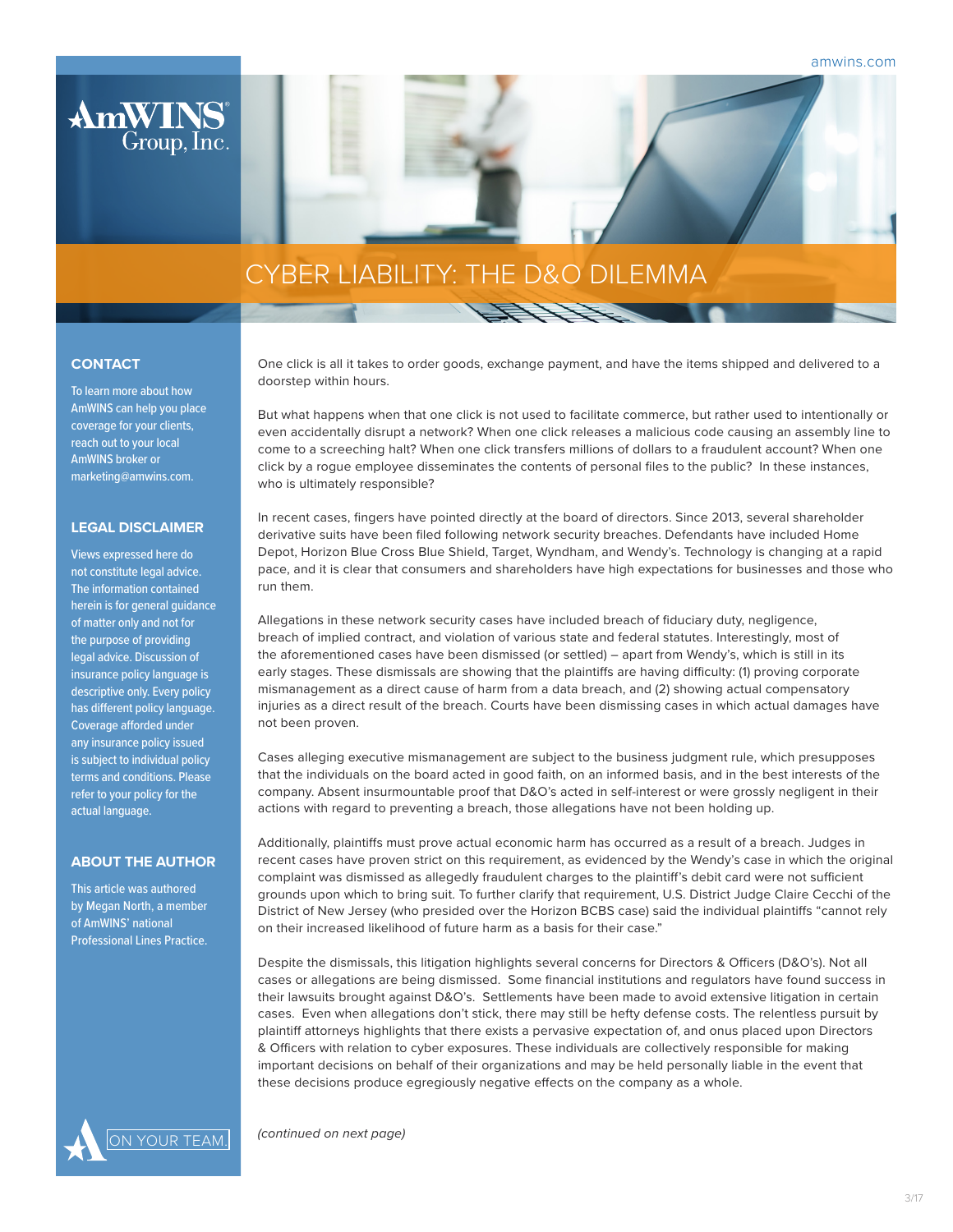# CYBER LIABILITY: THE D&O DILEMMA

One click is all it takes to order goods, exchange payment, and have the items shipped and delivered to a doorstep within hours.

But what happens when that one click is not used to facilitate commerce, but rather used to intentionally or even accidentally disrupt a network? When one click releases a malicious code causing an assembly line to come to a screeching halt? When one click transfers millions of dollars to a fraudulent account? When one click by a rogue employee disseminates the contents of personal files to the public? In these instances, who is ultimately responsible?

In recent cases, fingers have pointed directly at the board of directors. Since 2013, several shareholder derivative suits have been filed following network security breaches. Defendants have included Home Depot, Horizon Blue Cross Blue Shield, Target, Wyndham, and Wendy's. Technology is changing at a rapid pace, and it is clear that consumers and shareholders have high expectations for businesses and those who run them.

Allegations in these network security cases have included breach of fiduciary duty, negligence, breach of implied contract, and violation of various state and federal statutes. Interestingly, most of the aforementioned cases have been dismissed (or settled) – apart from Wendy's, which is still in its early stages. These dismissals are showing that the plaintiffs are having difficulty: (1) proving corporate mismanagement as a direct cause of harm from a data breach, and (2) showing actual compensatory injuries as a direct result of the breach. Courts have been dismissing cases in which actual damages have not been proven.

Cases alleging executive mismanagement are subject to the business judgment rule, which presupposes that the individuals on the board acted in good faith, on an informed basis, and in the best interests of the company. Absent insurmountable proof that D&O's acted in self-interest or were grossly negligent in their actions with regard to preventing a breach, those allegations have not been holding up.

Additionally, plaintiffs must prove actual economic harm has occurred as a result of a breach. Judges in recent cases have proven strict on this requirement, as evidenced by the Wendy's case in which the original complaint was dismissed as allegedly fraudulent charges to the plaintiff's debit card were not sufficient grounds upon which to bring suit. To further clarify that requirement, U.S. District Judge Claire Cecchi of the District of New Jersey (who presided over the Horizon BCBS case) said the individual plaintiffs "cannot rely on their increased likelihood of future harm as a basis for their case."

Despite the dismissals, this litigation highlights several concerns for Directors & Officers (D&O's). Not all cases or allegations are being dismissed. Some financial institutions and regulators have found success in their lawsuits brought against D&O's. Settlements have been made to avoid extensive litigation in certain cases. Even when allegations don't stick, there may still be hefty defense costs. The relentless pursuit by plaintiff attorneys highlights that there exists a pervasive expectation of, and onus placed upon Directors & Officers with relation to cyber exposures. These individuals are collectively responsible for making important decisions on behalf of their organizations and may be held personally liable in the event that these decisions produce egregiously negative effects on the company as a whole.

*(continued on next page)*

### CONTACT

To learn more about how AmWINS can help you place coverage for your clients, reach out to your local AmWINS broker or marketing@amwins.com.

### LEGAL DISCLAIMER

Views expressed here do not constitute legal advice. The information contained herein is for general guidance of matter only and not for the purpose of providing legal advice. Discussion of insurance policy language is descriptive only. Every policy has different policy language. Coverage afforded under any insurance policy issued is subject to individual policy terms and conditions. Please refer to your policy for the actual language.

### ABOUT THE AUTHOR

This article was authored by Megan North, a member of AmWINS' national Professional Lines Practice.

ON YOUR TEAM.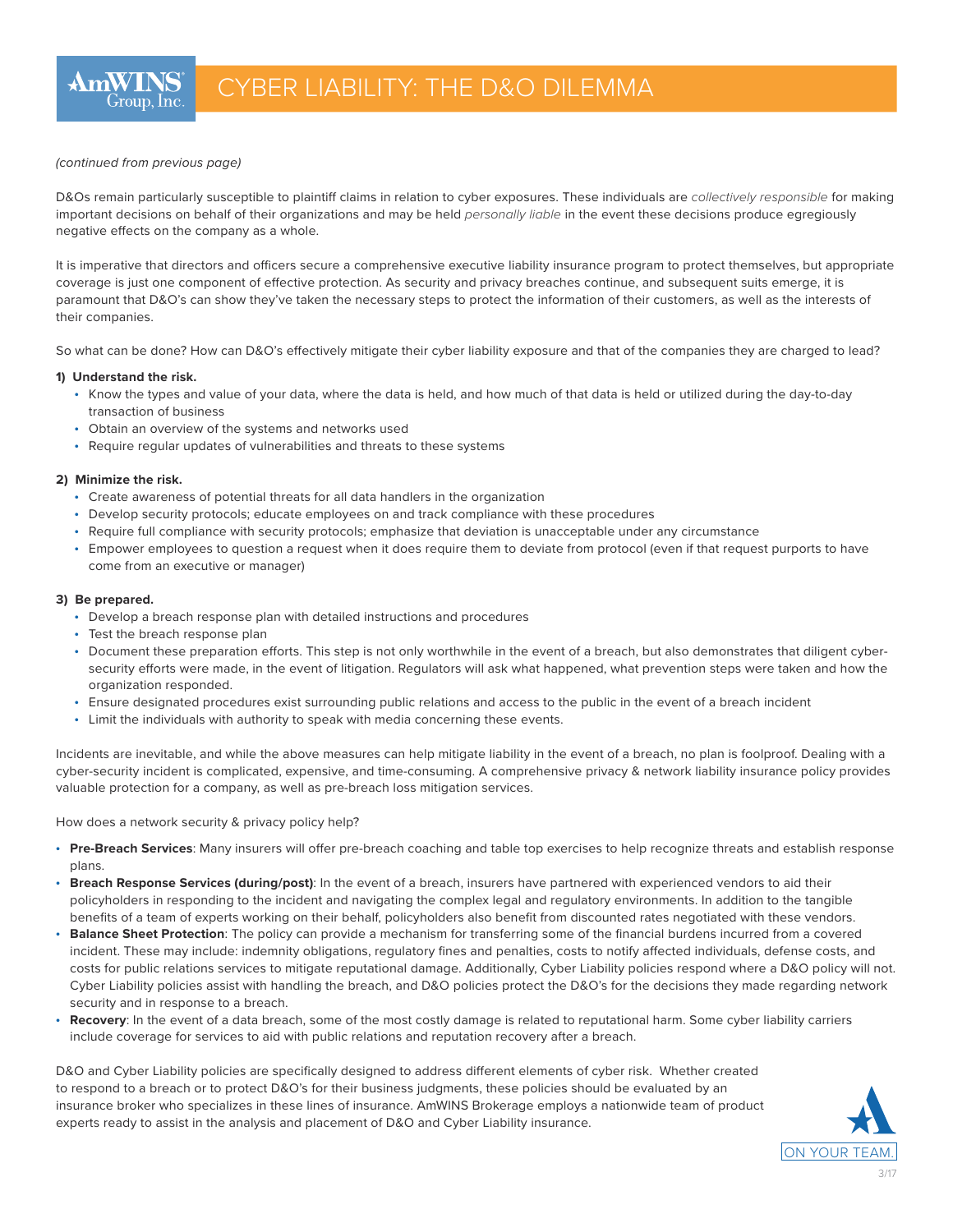*(continued from previous page)*

D&Os remain particularly susceptible to plaintiff claims in relation to cyber exposures. These individuals are *collectively responsible* for making important decisions on behalf of their organizations and may be held *personally liable* in the event these decisions produce egregiously negative effects on the company as a whole.

It is imperative that directors and officers secure a comprehensive executive liability insurance program to protect themselves, but appropriate coverage is just one component of effective protection. As security and privacy breaches continue, and subsequent suits emerge, it is paramount that D&O's can show they've taken the necessary steps to protect the information of their customers, as well as the interests of their companies.

So what can be done? How can D&O's effectively mitigate their cyber liability exposure and that of the companies they are charged to lead?

**1) Understand the risk.**

- Know the types and value of your data, where the data is held, and how much of that data is held or utilized during the day-to-day transaction of business
- Obtain an overview of the systems and networks used
- Require regular updates of vulnerabilities and threats to these systems

**2) Minimize the risk.**

- Create awareness of potential threats for all data handlers in the organization
- Develop security protocols; educate employees on and track compliance with these procedures
- Require full compliance with security protocols; emphasize that deviation is unacceptable under any circumstance
- Empower employees to question a request when it does require them to deviate from protocol (even if that request purports to have come from an executive or manager)

**3) Be prepared.**

- Develop a breach response plan with detailed instructions and procedures
- Test the breach response plan
- Document these preparation efforts. This step is not only worthwhile in the event of a breach, but also demonstrates that diligent cyber-security efforts were made, in the event of litigation. Regulators will ask what happened, what prevention steps were taken and how the organization responded.
- Ensure designated procedures exist surrounding public relations and access to the public in the event of a breach incident
- Limit the individuals with authority to speak with media concerning these events.

Incidents are inevitable, and while the above measures can help mitigate liability in the event of a breach, no plan is foolproof. Dealing with a cyber-security incident is complicated, expensive, and time-consuming. A comprehensive privacy & network liability insurance policy provides valuable protection for a company, as well as pre-breach loss mitigation services.

How does a network security & privacy policy help?

- **Pre-Breach Services**: Many insurers will offer pre-breach coaching and table top exercises to help recognize threats and establish response plans.
- **Breach Response Services (during/post)**: In the event of a breach, insurers have partnered with experienced vendors to aid their policyholders in responding to the incident and navigating the complex legal and regulatory environments. In addition to the tangible benefits of a team of experts working on their behalf, policyholders also benefit from discounted rates negotiated with these vendors.
- **Balance Sheet Protection**: The policy can provide a mechanism for transferring some of the financial burdens incurred from a covered incident. These may include: indemnity obligations, regulatory fines and penalties, costs to notify affected individuals, defense costs, and costs for public relations services to mitigate reputational damage. Additionally, Cyber Liability policies respond where a D&O policy will not. Cyber Liability policies assist with handling the breach, and D&O policies protect the D&O's for the decisions they made regarding network security and in response to a breach.
- **Recovery**: In the event of a data breach, some of the most costly damage is related to reputational harm. Some cyber liability carriers include coverage for services to aid with public relations and reputation recovery after a breach.

D&O and Cyber Liability policies are specifically designed to address different elements of cyber risk. Whether created to respond to a breach or to protect D&O's for their business judgments, these policies should be evaluated by an insurance broker who specializes in these lines of insurance. AmWINS Brokerage employs a nationwide team of product experts ready to assist in the analysis and placement of D&O and Cyber Liability insurance.

ON YOUR TEAM.